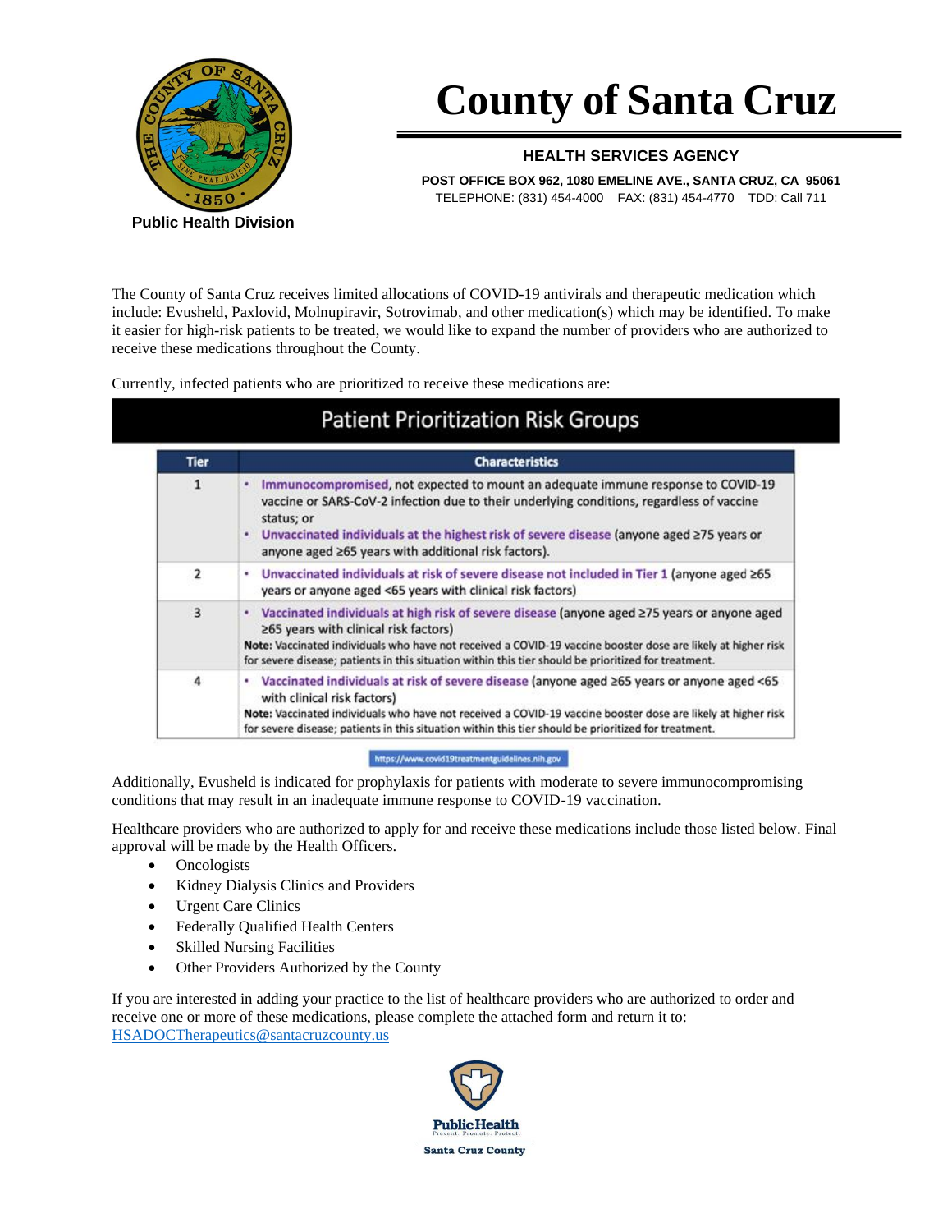# County of Santa Cruz

**HEALTH SERVICES AGENCY**

**POST OFFICE BOX 962, 1080 EMELINE AVE., SANTA CRUZ, CA 95061**
TELEPHONE: (831) 454-4000 FAX: (831) 454-4770 TDD: Call 711

**Public Health Division**

The County of Santa Cruz receives limited allocations of COVID-19 antivirals and therapeutic medication which include: Evusheld, Paxlovid, Molnupiravir, Sotrovimab, and other medication(s) which may be identified. To make it easier for high-risk patients to be treated, we would like to expand the number of providers who are authorized to receive these medications throughout the County.

Currently, infected patients who are prioritized to receive these medications are:

## Patient Prioritization Risk Groups

| Tier | Characteristics |
|---|---|
| 1 | • **Immunocompromised**, not expected to mount an adequate immune response to COVID-19 vaccine or SARS-CoV-2 infection due to their underlying conditions, regardless of vaccine status; or<br>• **Unvaccinated individuals at the highest risk of severe disease** (anyone aged ≥75 years or anyone aged ≥65 years with additional risk factors). |
| 2 | • **Unvaccinated individuals at risk of severe disease not included in Tier 1** (anyone aged ≥65 years or anyone aged <65 years with clinical risk factors) |
| 3 | • **Vaccinated individuals at high risk of severe disease** (anyone aged ≥75 years or anyone aged ≥65 years with clinical risk factors)<br>**Note:** Vaccinated individuals who have not received a COVID-19 vaccine booster dose are likely at higher risk for severe disease; patients in this situation within this tier should be prioritized for treatment. |
| 4 | • **Vaccinated individuals at risk of severe disease** (anyone aged ≥65 years or anyone aged <65 with clinical risk factors)<br>**Note:** Vaccinated individuals who have not received a COVID-19 vaccine booster dose are likely at higher risk for severe disease; patients in this situation within this tier should be prioritized for treatment. |

https://www.covid19treatmentguidelines.nih.gov

Additionally, Evusheld is indicated for prophylaxis for patients with moderate to severe immunocompromising conditions that may result in an inadequate immune response to COVID-19 vaccination.

Healthcare providers who are authorized to apply for and receive these medications include those listed below. Final approval will be made by the Health Officers.

- Oncologists
- Kidney Dialysis Clinics and Providers
- Urgent Care Clinics
- Federally Qualified Health Centers
- Skilled Nursing Facilities
- Other Providers Authorized by the County

If you are interested in adding your practice to the list of healthcare providers who are authorized to order and receive one or more of these medications, please complete the attached form and return it to: HSADOCTherapeutics@santacruzcounty.us

Public Health
Prevent. Promote. Protect.
Santa Cruz County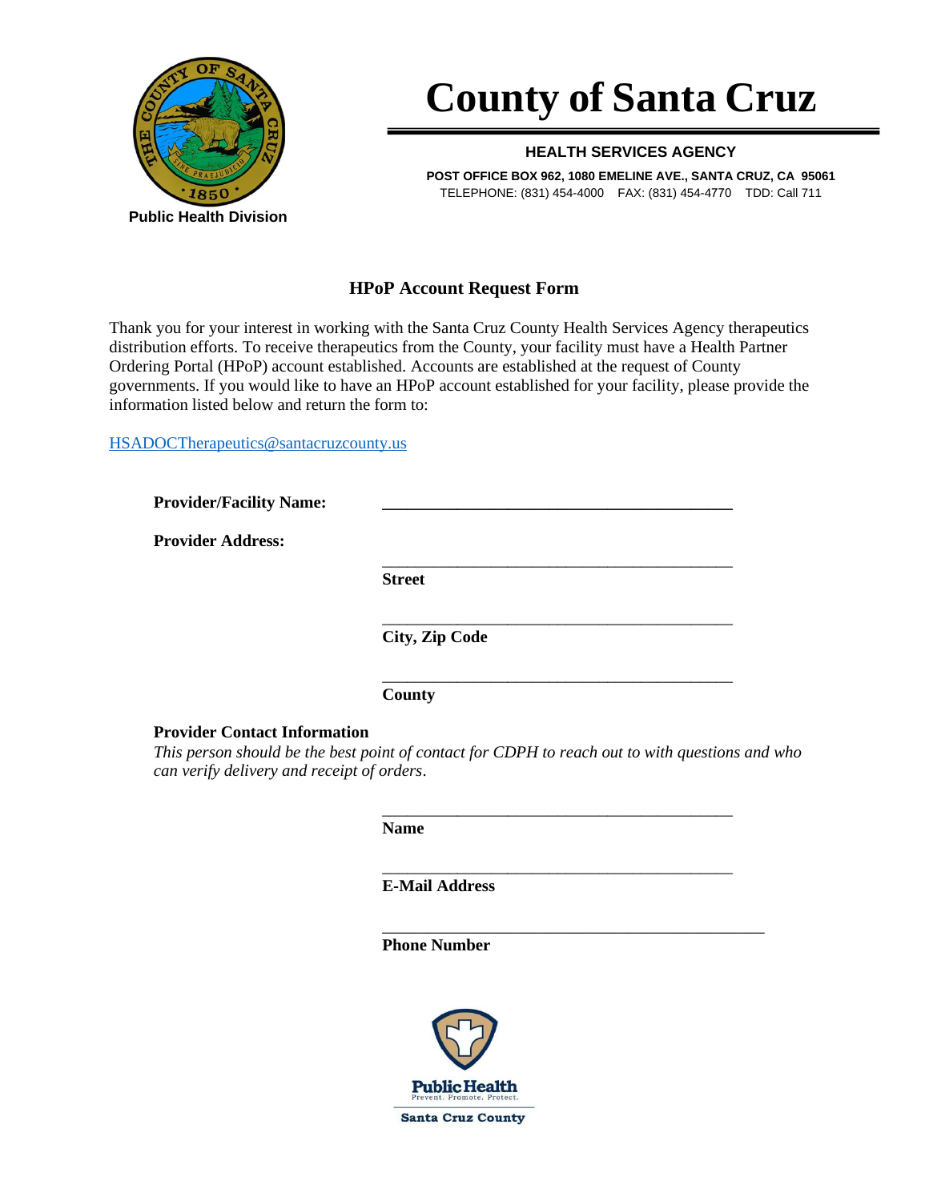# County of Santa Cruz

**HEALTH SERVICES AGENCY**

**POST OFFICE BOX 962, 1080 EMELINE AVE., SANTA CRUZ, CA 95061**
TELEPHONE: (831) 454-4000 FAX: (831) 454-4770 TDD: Call 711

**Public Health Division**

## HPoP Account Request Form

Thank you for your interest in working with the Santa Cruz County Health Services Agency therapeutics distribution efforts. To receive therapeutics from the County, your facility must have a Health Partner Ordering Portal (HPoP) account established. Accounts are established at the request of County governments. If you would like to have an HPoP account established for your facility, please provide the information listed below and return the form to:

HSADOCTherapeutics@santacruzcounty.us

**Provider/Facility Name:** ____________________________________________

**Provider Address:**

____________________________________________
**Street**

____________________________________________
**City, Zip Code**

____________________________________________
**County**

**Provider Contact Information**

*This person should be the best point of contact for CDPH to reach out to with questions and who can verify delivery and receipt of orders*.

____________________________________________
**Name**

____________________________________________
**E-Mail Address**

____________________________________________
**Phone Number**

Public Health
Prevent. Promote. Protect.
Santa Cruz County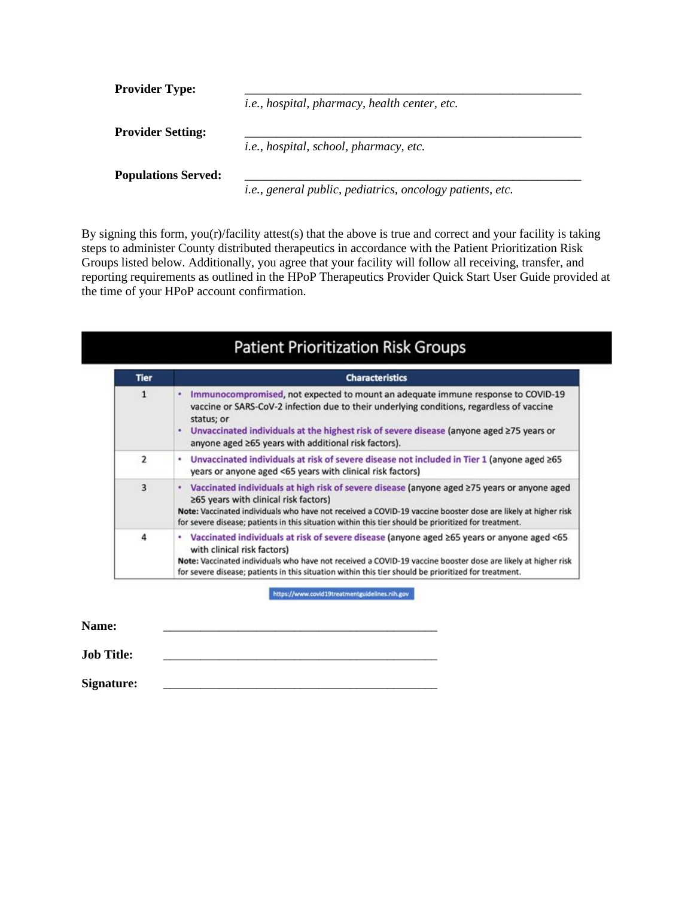**Provider Type:** ______________________________________________________

*i.e., hospital, pharmacy, health center, etc.*

**Provider Setting:** ______________________________________________________

*i.e., hospital, school, pharmacy, etc.*

**Populations Served:** ______________________________________________________

*i.e., general public, pediatrics, oncology patients, etc.*

By signing this form, you(r)/facility attest(s) that the above is true and correct and your facility is taking steps to administer County distributed therapeutics in accordance with the Patient Prioritization Risk Groups listed below. Additionally, you agree that your facility will follow all receiving, transfer, and reporting requirements as outlined in the HPoP Therapeutics Provider Quick Start User Guide provided at the time of your HPoP account confirmation.

## Patient Prioritization Risk Groups

| Tier | Characteristics |
| --- | --- |
| 1 | • **Immunocompromised**, not expected to mount an adequate immune response to COVID-19 vaccine or SARS-CoV-2 infection due to their underlying conditions, regardless of vaccine status; or<br>• **Unvaccinated individuals at the highest risk of severe disease** (anyone aged ≥75 years or anyone aged ≥65 years with additional risk factors). |
| 2 | • **Unvaccinated individuals at risk of severe disease not included in Tier 1** (anyone aged ≥65 years or anyone aged <65 years with clinical risk factors) |
| 3 | • **Vaccinated individuals at high risk of severe disease** (anyone aged ≥75 years or anyone aged ≥65 years with clinical risk factors)<br>**Note:** Vaccinated individuals who have not received a COVID-19 vaccine booster dose are likely at higher risk for severe disease; patients in this situation within this tier should be prioritized for treatment. |
| 4 | • **Vaccinated individuals at risk of severe disease** (anyone aged ≥65 years or anyone aged <65 with clinical risk factors)<br>**Note:** Vaccinated individuals who have not received a COVID-19 vaccine booster dose are likely at higher risk for severe disease; patients in this situation within this tier should be prioritized for treatment. |

https://www.covid19treatmentguidelines.nih.gov

**Name:** ______________________________________________

**Job Title:** ______________________________________________

**Signature:** ______________________________________________